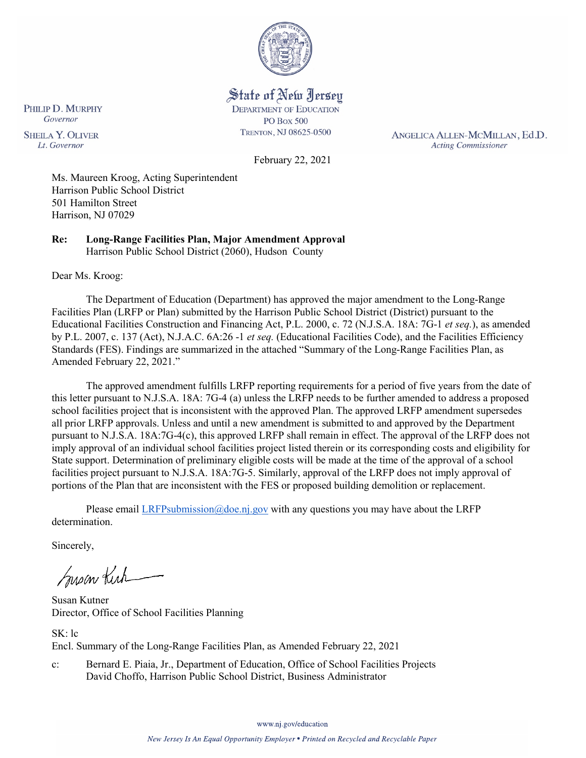State of New Jersey
DEPARTMENT OF EDUCATION
PO BOX 500
TRENTON, NJ 08625-0500

PHILIP D. MURPHY
*Governor*

SHEILA Y. OLIVER
*Lt. Governor*

ANGELICA ALLEN-MCMILLAN, Ed.D.
*Acting Commissioner*

February 22, 2021

Ms. Maureen Kroog, Acting Superintendent
Harrison Public School District
501 Hamilton Street
Harrison, NJ 07029

**Re: Long-Range Facilities Plan, Major Amendment Approval**
Harrison Public School District (2060), Hudson County

Dear Ms. Kroog:

The Department of Education (Department) has approved the major amendment to the Long-Range Facilities Plan (LRFP or Plan) submitted by the Harrison Public School District (District) pursuant to the Educational Facilities Construction and Financing Act, P.L. 2000, c. 72 (N.J.S.A. 18A: 7G-1 *et seq.*), as amended by P.L. 2007, c. 137 (Act), N.J.A.C. 6A:26 -1 *et seq.* (Educational Facilities Code), and the Facilities Efficiency Standards (FES). Findings are summarized in the attached "Summary of the Long-Range Facilities Plan, as Amended February 22, 2021."

The approved amendment fulfills LRFP reporting requirements for a period of five years from the date of this letter pursuant to N.J.S.A. 18A: 7G-4 (a) unless the LRFP needs to be further amended to address a proposed school facilities project that is inconsistent with the approved Plan. The approved LRFP amendment supersedes all prior LRFP approvals. Unless and until a new amendment is submitted to and approved by the Department pursuant to N.J.S.A. 18A:7G-4(c), this approved LRFP shall remain in effect. The approval of the LRFP does not imply approval of an individual school facilities project listed therein or its corresponding costs and eligibility for State support. Determination of preliminary eligible costs will be made at the time of the approval of a school facilities project pursuant to N.J.S.A. 18A:7G-5. Similarly, approval of the LRFP does not imply approval of portions of the Plan that are inconsistent with the FES or proposed building demolition or replacement.

Please email LRFPsubmission@doe.nj.gov with any questions you may have about the LRFP determination.

Sincerely,

Susan Kutner
Director, Office of School Facilities Planning

SK: lc
Encl. Summary of the Long-Range Facilities Plan, as Amended February 22, 2021

c: Bernard E. Piaia, Jr., Department of Education, Office of School Facilities Projects
David Choffo, Harrison Public School District, Business Administrator

www.nj.gov/education

*New Jersey Is An Equal Opportunity Employer • Printed on Recycled and Recyclable Paper*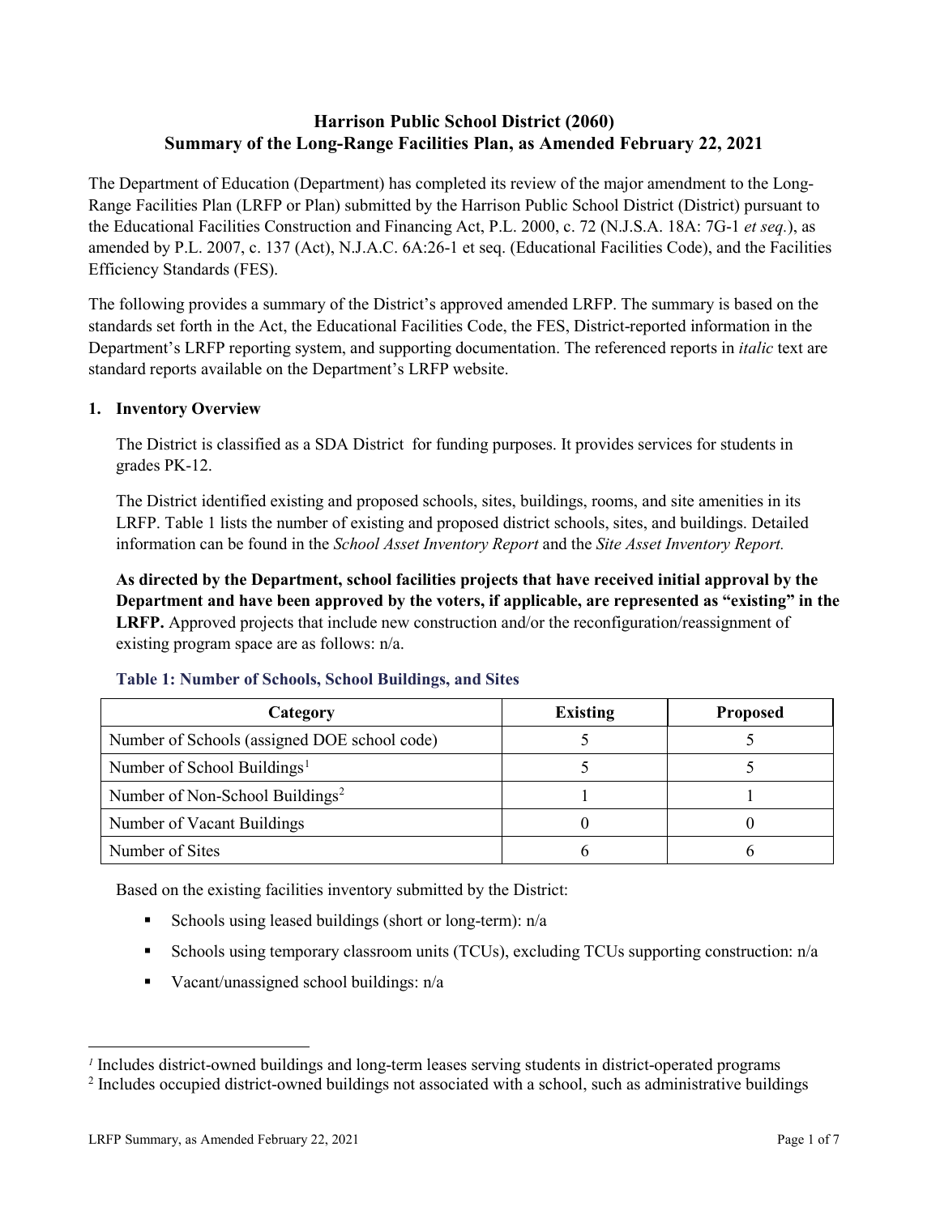# Harrison Public School District (2060)
## Summary of the Long-Range Facilities Plan, as Amended February 22, 2021

The Department of Education (Department) has completed its review of the major amendment to the Long-Range Facilities Plan (LRFP or Plan) submitted by the Harrison Public School District (District) pursuant to the Educational Facilities Construction and Financing Act, P.L. 2000, c. 72 (N.J.S.A. 18A: 7G-1 *et seq.*), as amended by P.L. 2007, c. 137 (Act), N.J.A.C. 6A:26-1 et seq. (Educational Facilities Code), and the Facilities Efficiency Standards (FES).

The following provides a summary of the District's approved amended LRFP. The summary is based on the standards set forth in the Act, the Educational Facilities Code, the FES, District-reported information in the Department's LRFP reporting system, and supporting documentation. The referenced reports in *italic* text are standard reports available on the Department's LRFP website.

### 1. Inventory Overview

The District is classified as a SDA District for funding purposes. It provides services for students in grades PK-12.

The District identified existing and proposed schools, sites, buildings, rooms, and site amenities in its LRFP. Table 1 lists the number of existing and proposed district schools, sites, and buildings. Detailed information can be found in the *School Asset Inventory Report* and the *Site Asset Inventory Report.*

**As directed by the Department, school facilities projects that have received initial approval by the Department and have been approved by the voters, if applicable, are represented as "existing" in the LRFP.** Approved projects that include new construction and/or the reconfiguration/reassignment of existing program space are as follows: n/a.

**Table 1: Number of Schools, School Buildings, and Sites**

| Category | Existing | Proposed |
|---|---|---|
| Number of Schools (assigned DOE school code) | 5 | 5 |
| Number of School Buildings[1] | 5 | 5 |
| Number of Non-School Buildings[2] | 1 | 1 |
| Number of Vacant Buildings | 0 | 0 |
| Number of Sites | 6 | 6 |

Based on the existing facilities inventory submitted by the District:

- Schools using leased buildings (short or long-term): n/a
- Schools using temporary classroom units (TCUs), excluding TCUs supporting construction: n/a
- Vacant/unassigned school buildings: n/a

---

[1] Includes district-owned buildings and long-term leases serving students in district-operated programs

[2] Includes occupied district-owned buildings not associated with a school, such as administrative buildings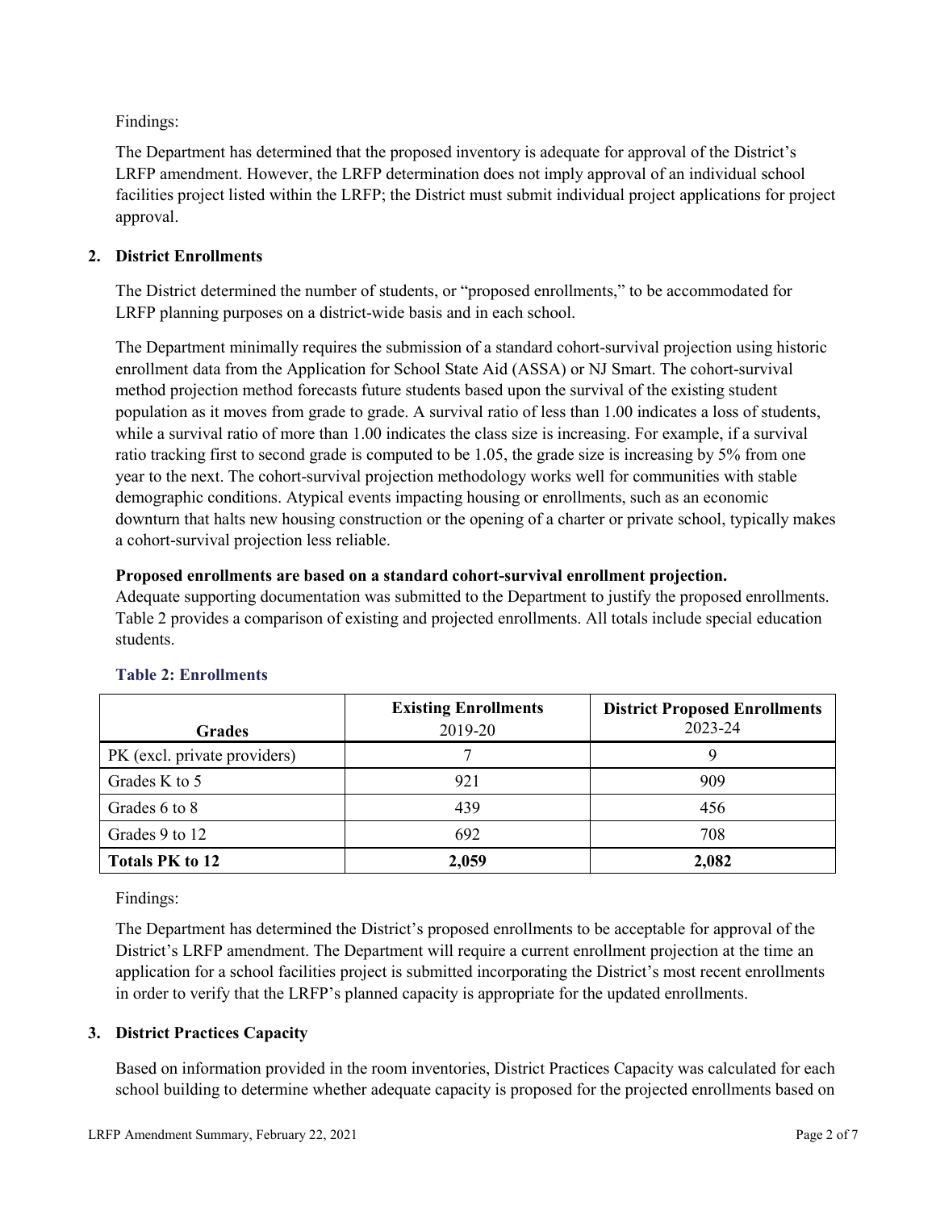Findings:

The Department has determined that the proposed inventory is adequate for approval of the District's LRFP amendment. However, the LRFP determination does not imply approval of an individual school facilities project listed within the LRFP; the District must submit individual project applications for project approval.

## 2. District Enrollments

The District determined the number of students, or "proposed enrollments," to be accommodated for LRFP planning purposes on a district-wide basis and in each school.

The Department minimally requires the submission of a standard cohort-survival projection using historic enrollment data from the Application for School State Aid (ASSA) or NJ Smart. The cohort-survival method projection method forecasts future students based upon the survival of the existing student population as it moves from grade to grade. A survival ratio of less than 1.00 indicates a loss of students, while a survival ratio of more than 1.00 indicates the class size is increasing. For example, if a survival ratio tracking first to second grade is computed to be 1.05, the grade size is increasing by 5% from one year to the next. The cohort-survival projection methodology works well for communities with stable demographic conditions. Atypical events impacting housing or enrollments, such as an economic downturn that halts new housing construction or the opening of a charter or private school, typically makes a cohort-survival projection less reliable.

**Proposed enrollments are based on a standard cohort-survival enrollment projection.**
Adequate supporting documentation was submitted to the Department to justify the proposed enrollments. Table 2 provides a comparison of existing and projected enrollments. All totals include special education students.

### Table 2: Enrollments

| Grades | Existing Enrollments 2019-20 | District Proposed Enrollments 2023-24 |
|---|---|---|
| PK (excl. private providers) | 7 | 9 |
| Grades K to 5 | 921 | 909 |
| Grades 6 to 8 | 439 | 456 |
| Grades 9 to 12 | 692 | 708 |
| **Totals PK to 12** | **2,059** | **2,082** |

Findings:

The Department has determined the District's proposed enrollments to be acceptable for approval of the District's LRFP amendment. The Department will require a current enrollment projection at the time an application for a school facilities project is submitted incorporating the District's most recent enrollments in order to verify that the LRFP's planned capacity is appropriate for the updated enrollments.

## 3. District Practices Capacity

Based on information provided in the room inventories, District Practices Capacity was calculated for each school building to determine whether adequate capacity is proposed for the projected enrollments based on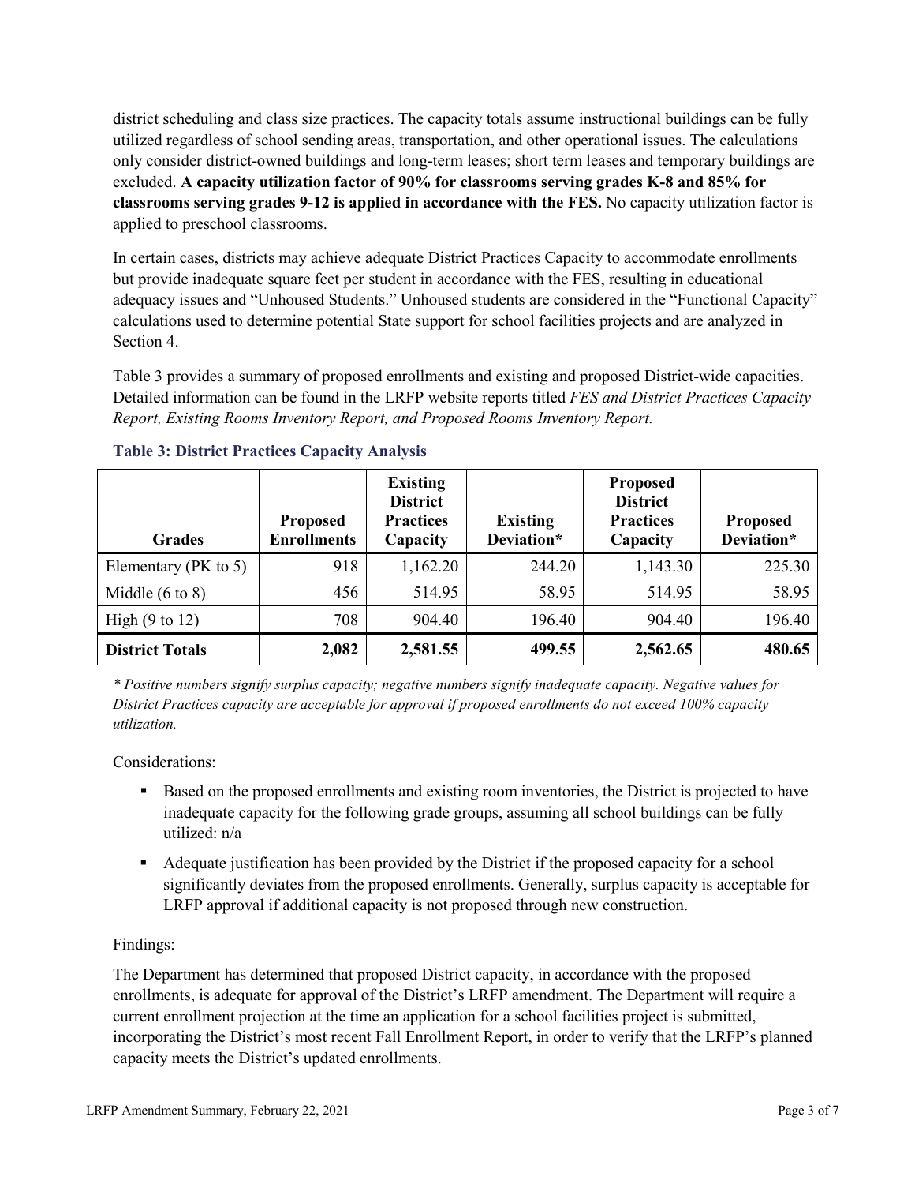district scheduling and class size practices. The capacity totals assume instructional buildings can be fully utilized regardless of school sending areas, transportation, and other operational issues. The calculations only consider district-owned buildings and long-term leases; short term leases and temporary buildings are excluded. **A capacity utilization factor of 90% for classrooms serving grades K-8 and 85% for classrooms serving grades 9-12 is applied in accordance with the FES.** No capacity utilization factor is applied to preschool classrooms.

In certain cases, districts may achieve adequate District Practices Capacity to accommodate enrollments but provide inadequate square feet per student in accordance with the FES, resulting in educational adequacy issues and "Unhoused Students." Unhoused students are considered in the "Functional Capacity" calculations used to determine potential State support for school facilities projects and are analyzed in Section 4.

Table 3 provides a summary of proposed enrollments and existing and proposed District-wide capacities. Detailed information can be found in the LRFP website reports titled *FES and District Practices Capacity Report, Existing Rooms Inventory Report, and Proposed Rooms Inventory Report.*

### Table 3: District Practices Capacity Analysis

| Grades | Proposed Enrollments | Existing District Practices Capacity | Existing Deviation* | Proposed District Practices Capacity | Proposed Deviation* |
|---|---|---|---|---|---|
| Elementary (PK to 5) | 918 | 1,162.20 | 244.20 | 1,143.30 | 225.30 |
| Middle (6 to 8) | 456 | 514.95 | 58.95 | 514.95 | 58.95 |
| High (9 to 12) | 708 | 904.40 | 196.40 | 904.40 | 196.40 |
| **District Totals** | **2,082** | **2,581.55** | **499.55** | **2,562.65** | **480.65** |

*\* Positive numbers signify surplus capacity; negative numbers signify inadequate capacity. Negative values for District Practices capacity are acceptable for approval if proposed enrollments do not exceed 100% capacity utilization.*

Considerations:

- Based on the proposed enrollments and existing room inventories, the District is projected to have inadequate capacity for the following grade groups, assuming all school buildings can be fully utilized: n/a
- Adequate justification has been provided by the District if the proposed capacity for a school significantly deviates from the proposed enrollments. Generally, surplus capacity is acceptable for LRFP approval if additional capacity is not proposed through new construction.

Findings:

The Department has determined that proposed District capacity, in accordance with the proposed enrollments, is adequate for approval of the District's LRFP amendment. The Department will require a current enrollment projection at the time an application for a school facilities project is submitted, incorporating the District's most recent Fall Enrollment Report, in order to verify that the LRFP's planned capacity meets the District's updated enrollments.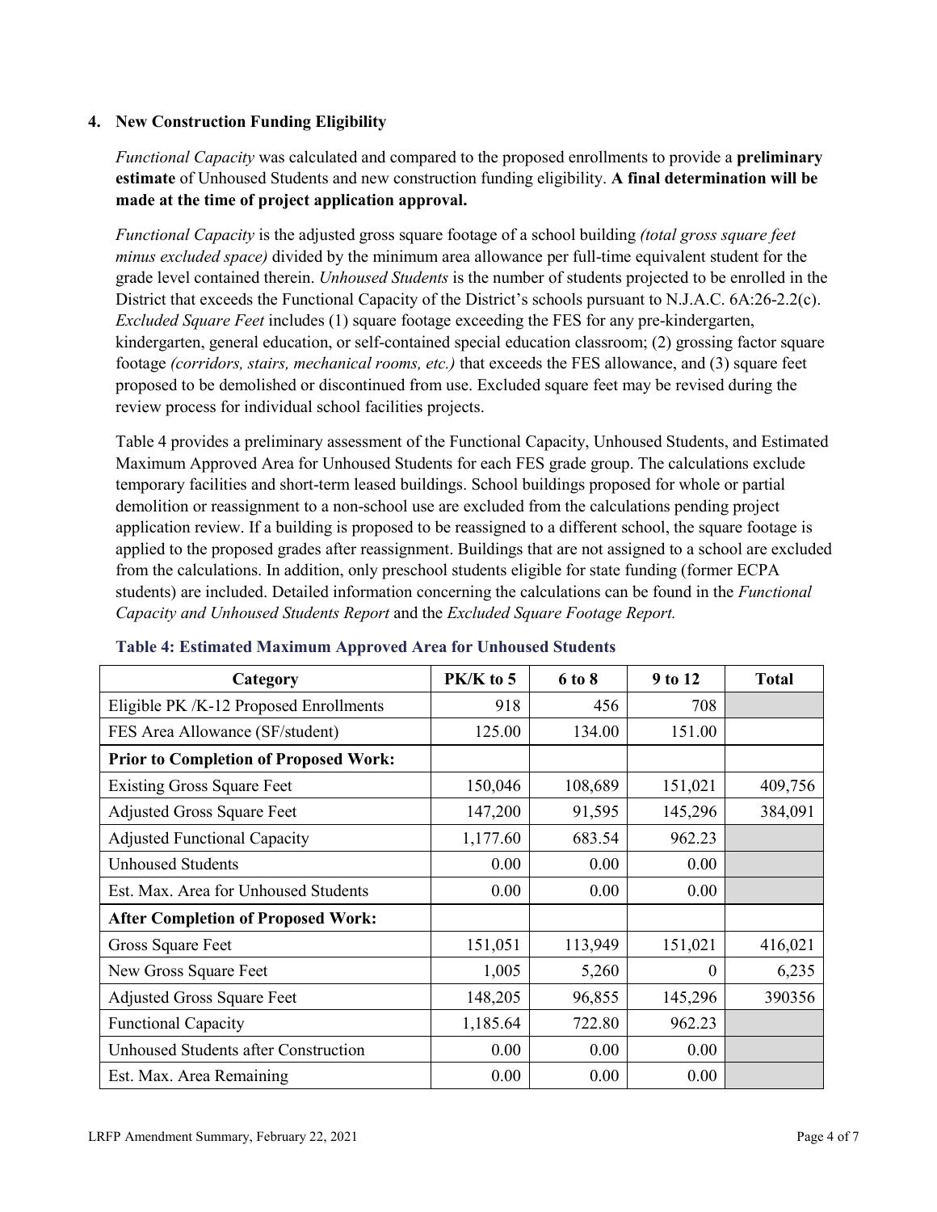## 4. New Construction Funding Eligibility

*Functional Capacity* was calculated and compared to the proposed enrollments to provide a **preliminary estimate** of Unhoused Students and new construction funding eligibility. **A final determination will be made at the time of project application approval.**

*Functional Capacity* is the adjusted gross square footage of a school building *(total gross square feet minus excluded space)* divided by the minimum area allowance per full-time equivalent student for the grade level contained therein. *Unhoused Students* is the number of students projected to be enrolled in the District that exceeds the Functional Capacity of the District's schools pursuant to N.J.A.C. 6A:26-2.2(c). *Excluded Square Feet* includes (1) square footage exceeding the FES for any pre-kindergarten, kindergarten, general education, or self-contained special education classroom; (2) grossing factor square footage *(corridors, stairs, mechanical rooms, etc.)* that exceeds the FES allowance, and (3) square feet proposed to be demolished or discontinued from use. Excluded square feet may be revised during the review process for individual school facilities projects.

Table 4 provides a preliminary assessment of the Functional Capacity, Unhoused Students, and Estimated Maximum Approved Area for Unhoused Students for each FES grade group. The calculations exclude temporary facilities and short-term leased buildings. School buildings proposed for whole or partial demolition or reassignment to a non-school use are excluded from the calculations pending project application review. If a building is proposed to be reassigned to a different school, the square footage is applied to the proposed grades after reassignment. Buildings that are not assigned to a school are excluded from the calculations. In addition, only preschool students eligible for state funding (former ECPA students) are included. Detailed information concerning the calculations can be found in the *Functional Capacity and Unhoused Students Report* and the *Excluded Square Footage Report.*

**Table 4: Estimated Maximum Approved Area for Unhoused Students**

| Category | PK/K to 5 | 6 to 8 | 9 to 12 | Total |
|---|---|---|---|---|
| Eligible PK /K-12 Proposed Enrollments | 918 | 456 | 708 | |
| FES Area Allowance (SF/student) | 125.00 | 134.00 | 151.00 | |
| **Prior to Completion of Proposed Work:** | | | | |
| Existing Gross Square Feet | 150,046 | 108,689 | 151,021 | 409,756 |
| Adjusted Gross Square Feet | 147,200 | 91,595 | 145,296 | 384,091 |
| Adjusted Functional Capacity | 1,177.60 | 683.54 | 962.23 | |
| Unhoused Students | 0.00 | 0.00 | 0.00 | |
| Est. Max. Area for Unhoused Students | 0.00 | 0.00 | 0.00 | |
| **After Completion of Proposed Work:** | | | | |
| Gross Square Feet | 151,051 | 113,949 | 151,021 | 416,021 |
| New Gross Square Feet | 1,005 | 5,260 | 0 | 6,235 |
| Adjusted Gross Square Feet | 148,205 | 96,855 | 145,296 | 390356 |
| Functional Capacity | 1,185.64 | 722.80 | 962.23 | |
| Unhoused Students after Construction | 0.00 | 0.00 | 0.00 | |
| Est. Max. Area Remaining | 0.00 | 0.00 | 0.00 | |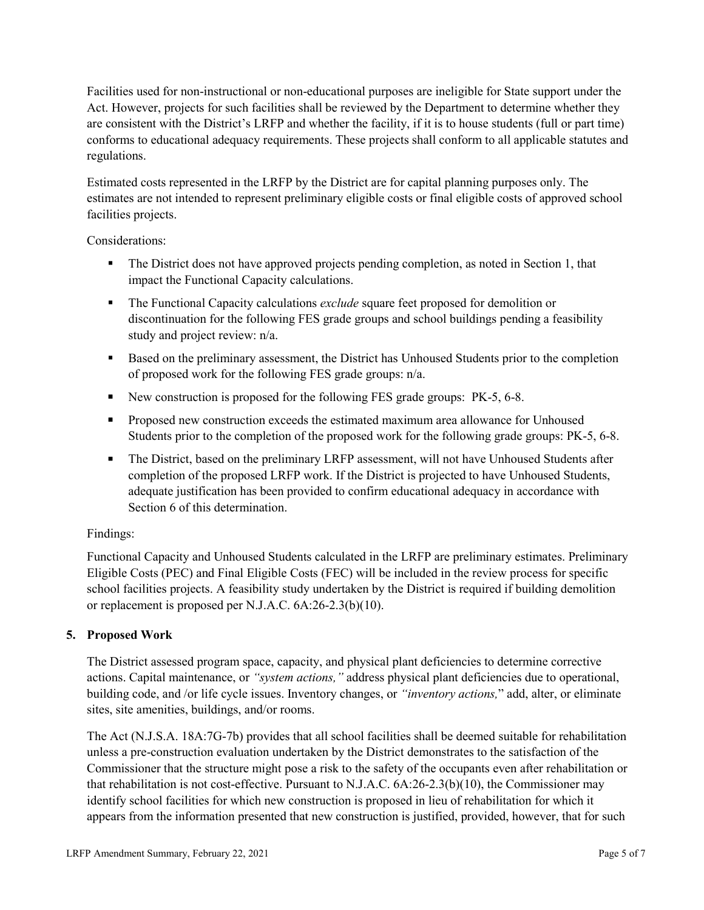Facilities used for non-instructional or non-educational purposes are ineligible for State support under the Act. However, projects for such facilities shall be reviewed by the Department to determine whether they are consistent with the District's LRFP and whether the facility, if it is to house students (full or part time) conforms to educational adequacy requirements. These projects shall conform to all applicable statutes and regulations.

Estimated costs represented in the LRFP by the District are for capital planning purposes only. The estimates are not intended to represent preliminary eligible costs or final eligible costs of approved school facilities projects.

Considerations:

- The District does not have approved projects pending completion, as noted in Section 1, that impact the Functional Capacity calculations.
- The Functional Capacity calculations *exclude* square feet proposed for demolition or discontinuation for the following FES grade groups and school buildings pending a feasibility study and project review: n/a.
- Based on the preliminary assessment, the District has Unhoused Students prior to the completion of proposed work for the following FES grade groups: n/a.
- New construction is proposed for the following FES grade groups: PK-5, 6-8.
- Proposed new construction exceeds the estimated maximum area allowance for Unhoused Students prior to the completion of the proposed work for the following grade groups: PK-5, 6-8.
- The District, based on the preliminary LRFP assessment, will not have Unhoused Students after completion of the proposed LRFP work. If the District is projected to have Unhoused Students, adequate justification has been provided to confirm educational adequacy in accordance with Section 6 of this determination.

Findings:

Functional Capacity and Unhoused Students calculated in the LRFP are preliminary estimates. Preliminary Eligible Costs (PEC) and Final Eligible Costs (FEC) will be included in the review process for specific school facilities projects. A feasibility study undertaken by the District is required if building demolition or replacement is proposed per N.J.A.C. 6A:26-2.3(b)(10).

## 5. Proposed Work

The District assessed program space, capacity, and physical plant deficiencies to determine corrective actions. Capital maintenance, or *"system actions,"* address physical plant deficiencies due to operational, building code, and /or life cycle issues. Inventory changes, or *"inventory actions,"* add, alter, or eliminate sites, site amenities, buildings, and/or rooms.

The Act (N.J.S.A. 18A:7G-7b) provides that all school facilities shall be deemed suitable for rehabilitation unless a pre-construction evaluation undertaken by the District demonstrates to the satisfaction of the Commissioner that the structure might pose a risk to the safety of the occupants even after rehabilitation or that rehabilitation is not cost-effective. Pursuant to N.J.A.C. 6A:26-2.3(b)(10), the Commissioner may identify school facilities for which new construction is proposed in lieu of rehabilitation for which it appears from the information presented that new construction is justified, provided, however, that for such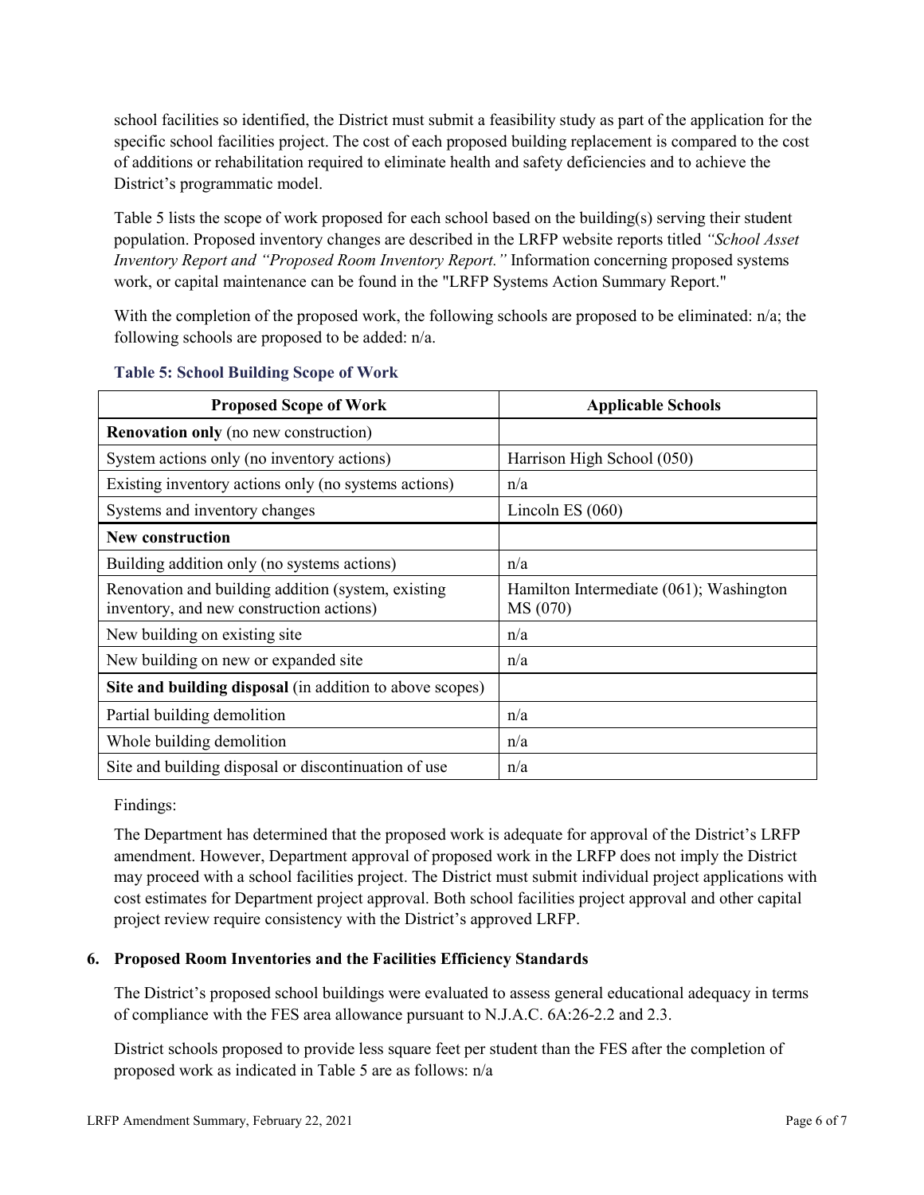school facilities so identified, the District must submit a feasibility study as part of the application for the specific school facilities project. The cost of each proposed building replacement is compared to the cost of additions or rehabilitation required to eliminate health and safety deficiencies and to achieve the District's programmatic model.

Table 5 lists the scope of work proposed for each school based on the building(s) serving their student population. Proposed inventory changes are described in the LRFP website reports titled *"School Asset Inventory Report and "Proposed Room Inventory Report."* Information concerning proposed systems work, or capital maintenance can be found in the "LRFP Systems Action Summary Report."

With the completion of the proposed work, the following schools are proposed to be eliminated: n/a; the following schools are proposed to be added: n/a.

**Table 5: School Building Scope of Work**

| Proposed Scope of Work | Applicable Schools |
|---|---|
| **Renovation only** (no new construction) | |
| System actions only (no inventory actions) | Harrison High School (050) |
| Existing inventory actions only (no systems actions) | n/a |
| Systems and inventory changes | Lincoln ES (060) |
| **New construction** | |
| Building addition only (no systems actions) | n/a |
| Renovation and building addition (system, existing inventory, and new construction actions) | Hamilton Intermediate (061); Washington MS (070) |
| New building on existing site | n/a |
| New building on new or expanded site | n/a |
| **Site and building disposal** (in addition to above scopes) | |
| Partial building demolition | n/a |
| Whole building demolition | n/a |
| Site and building disposal or discontinuation of use | n/a |

Findings:

The Department has determined that the proposed work is adequate for approval of the District's LRFP amendment. However, Department approval of proposed work in the LRFP does not imply the District may proceed with a school facilities project. The District must submit individual project applications with cost estimates for Department project approval. Both school facilities project approval and other capital project review require consistency with the District's approved LRFP.

### 6. Proposed Room Inventories and the Facilities Efficiency Standards

The District's proposed school buildings were evaluated to assess general educational adequacy in terms of compliance with the FES area allowance pursuant to N.J.A.C. 6A:26-2.2 and 2.3.

District schools proposed to provide less square feet per student than the FES after the completion of proposed work as indicated in Table 5 are as follows: n/a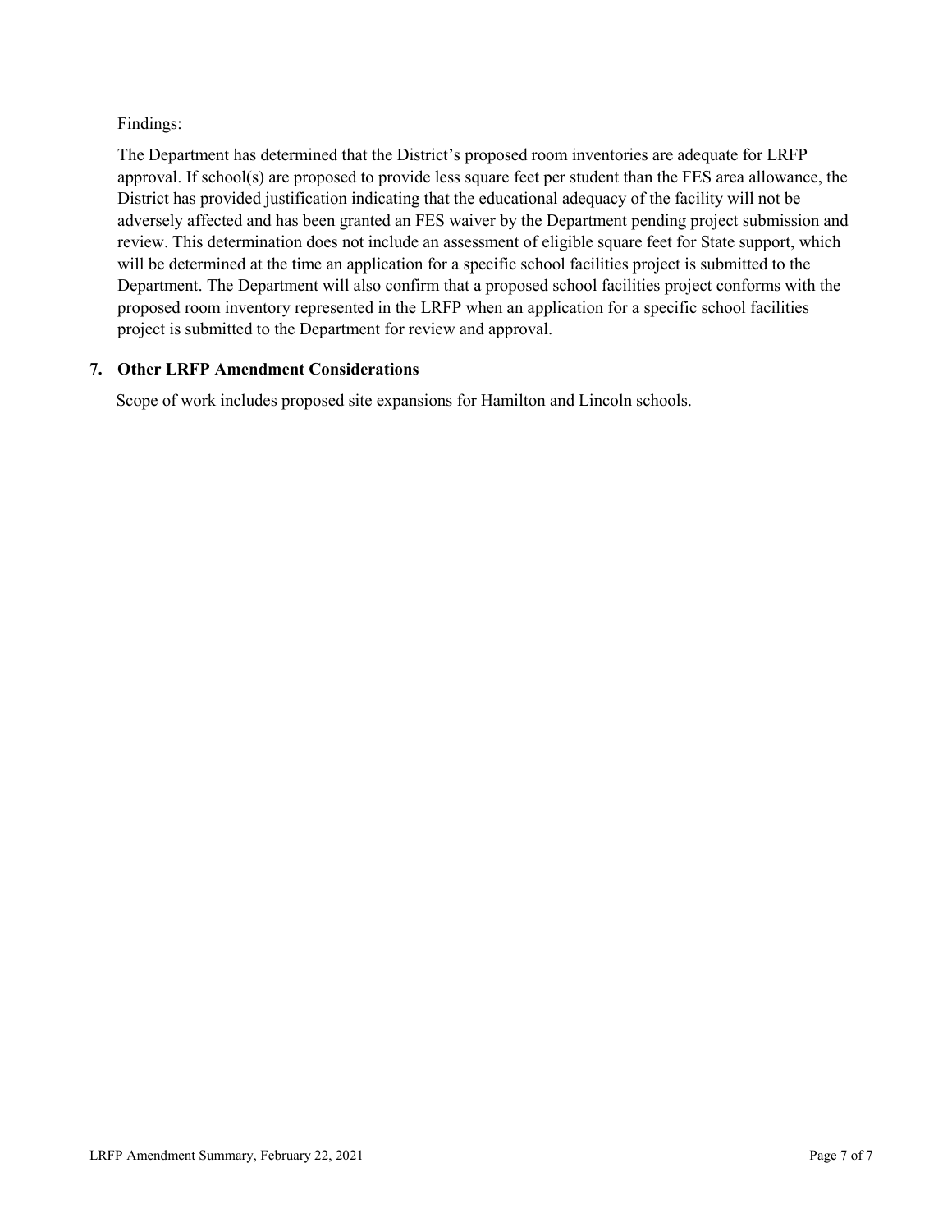Findings:

The Department has determined that the District's proposed room inventories are adequate for LRFP approval. If school(s) are proposed to provide less square feet per student than the FES area allowance, the District has provided justification indicating that the educational adequacy of the facility will not be adversely affected and has been granted an FES waiver by the Department pending project submission and review. This determination does not include an assessment of eligible square feet for State support, which will be determined at the time an application for a specific school facilities project is submitted to the Department. The Department will also confirm that a proposed school facilities project conforms with the proposed room inventory represented in the LRFP when an application for a specific school facilities project is submitted to the Department for review and approval.

### 7. Other LRFP Amendment Considerations

Scope of work includes proposed site expansions for Hamilton and Lincoln schools.